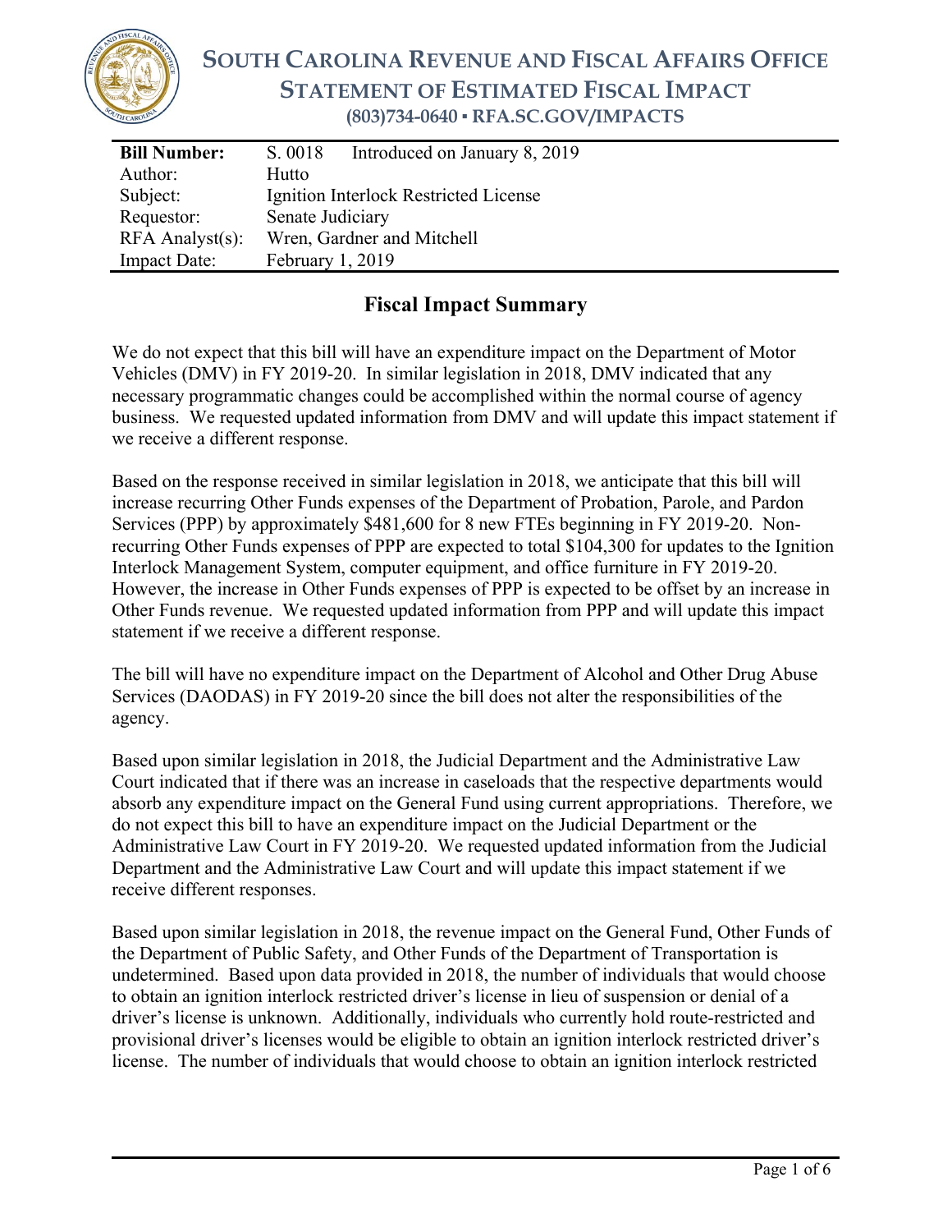# SOUTH CAROLINA REVENUE AND FISCAL AFFAIRS OFFICE
## STATEMENT OF ESTIMATED FISCAL IMPACT
**(803)734-0640 ▪ RFA.SC.GOV/IMPACTS**

| | |
|---|---|
| **Bill Number:** | S. 0018 Introduced on January 8, 2019 |
| Author: | Hutto |
| Subject: | Ignition Interlock Restricted License |
| Requestor: | Senate Judiciary |
| RFA Analyst(s): | Wren, Gardner and Mitchell |
| Impact Date: | February 1, 2019 |

## Fiscal Impact Summary

We do not expect that this bill will have an expenditure impact on the Department of Motor Vehicles (DMV) in FY 2019-20. In similar legislation in 2018, DMV indicated that any necessary programmatic changes could be accomplished within the normal course of agency business. We requested updated information from DMV and will update this impact statement if we receive a different response.

Based on the response received in similar legislation in 2018, we anticipate that this bill will increase recurring Other Funds expenses of the Department of Probation, Parole, and Pardon Services (PPP) by approximately $481,600 for 8 new FTEs beginning in FY 2019-20. Non-recurring Other Funds expenses of PPP are expected to total $104,300 for updates to the Ignition Interlock Management System, computer equipment, and office furniture in FY 2019-20. However, the increase in Other Funds expenses of PPP is expected to be offset by an increase in Other Funds revenue. We requested updated information from PPP and will update this impact statement if we receive a different response.

The bill will have no expenditure impact on the Department of Alcohol and Other Drug Abuse Services (DAODAS) in FY 2019-20 since the bill does not alter the responsibilities of the agency.

Based upon similar legislation in 2018, the Judicial Department and the Administrative Law Court indicated that if there was an increase in caseloads that the respective departments would absorb any expenditure impact on the General Fund using current appropriations. Therefore, we do not expect this bill to have an expenditure impact on the Judicial Department or the Administrative Law Court in FY 2019-20. We requested updated information from the Judicial Department and the Administrative Law Court and will update this impact statement if we receive different responses.

Based upon similar legislation in 2018, the revenue impact on the General Fund, Other Funds of the Department of Public Safety, and Other Funds of the Department of Transportation is undetermined. Based upon data provided in 2018, the number of individuals that would choose to obtain an ignition interlock restricted driver's license in lieu of suspension or denial of a driver's license is unknown. Additionally, individuals who currently hold route-restricted and provisional driver's licenses would be eligible to obtain an ignition interlock restricted driver's license. The number of individuals that would choose to obtain an ignition interlock restricted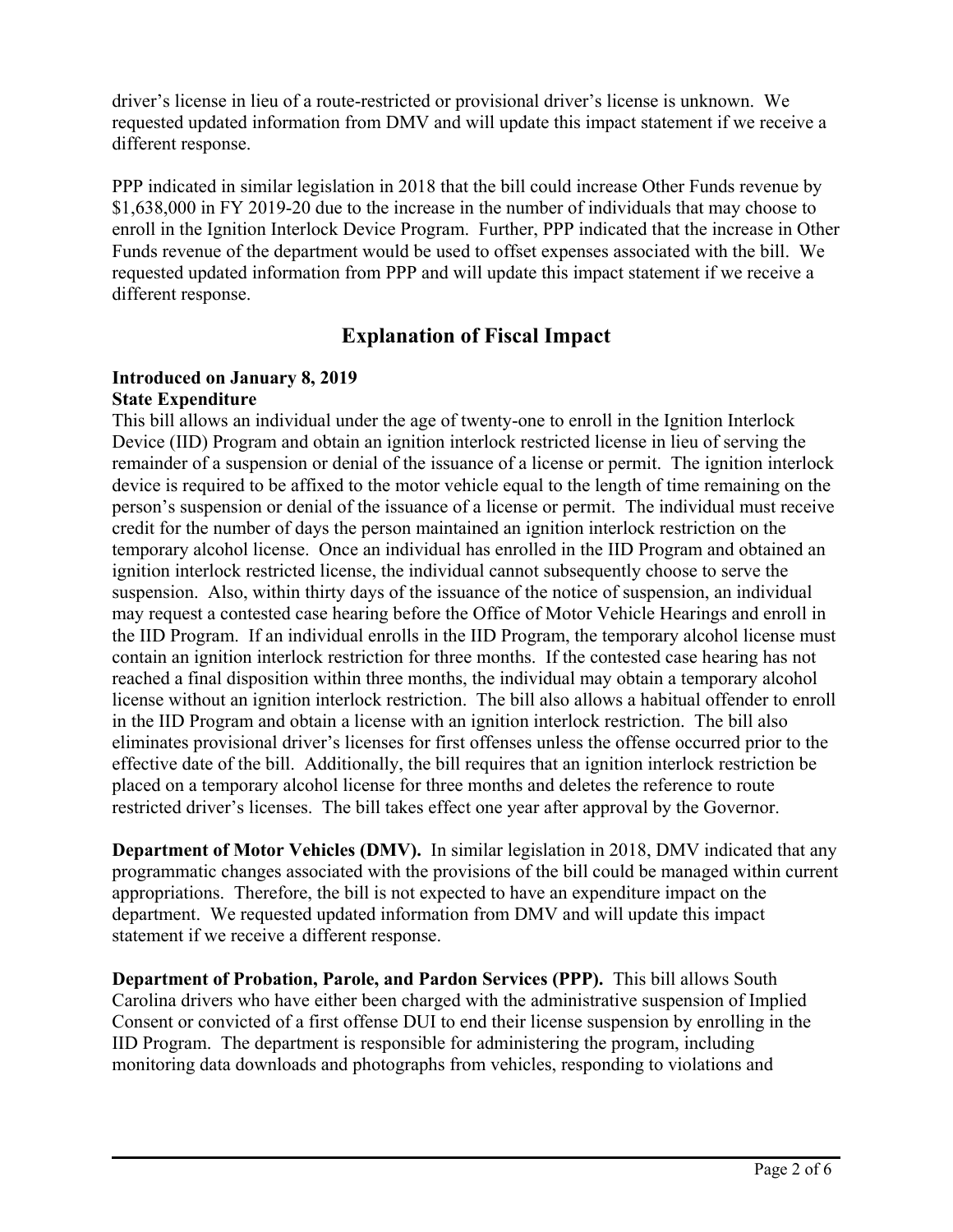driver's license in lieu of a route-restricted or provisional driver's license is unknown. We requested updated information from DMV and will update this impact statement if we receive a different response.

PPP indicated in similar legislation in 2018 that the bill could increase Other Funds revenue by $1,638,000 in FY 2019-20 due to the increase in the number of individuals that may choose to enroll in the Ignition Interlock Device Program. Further, PPP indicated that the increase in Other Funds revenue of the department would be used to offset expenses associated with the bill. We requested updated information from PPP and will update this impact statement if we receive a different response.

## Explanation of Fiscal Impact

**Introduced on January 8, 2019**
**State Expenditure**

This bill allows an individual under the age of twenty-one to enroll in the Ignition Interlock Device (IID) Program and obtain an ignition interlock restricted license in lieu of serving the remainder of a suspension or denial of the issuance of a license or permit. The ignition interlock device is required to be affixed to the motor vehicle equal to the length of time remaining on the person's suspension or denial of the issuance of a license or permit. The individual must receive credit for the number of days the person maintained an ignition interlock restriction on the temporary alcohol license. Once an individual has enrolled in the IID Program and obtained an ignition interlock restricted license, the individual cannot subsequently choose to serve the suspension. Also, within thirty days of the issuance of the notice of suspension, an individual may request a contested case hearing before the Office of Motor Vehicle Hearings and enroll in the IID Program. If an individual enrolls in the IID Program, the temporary alcohol license must contain an ignition interlock restriction for three months. If the contested case hearing has not reached a final disposition within three months, the individual may obtain a temporary alcohol license without an ignition interlock restriction. The bill also allows a habitual offender to enroll in the IID Program and obtain a license with an ignition interlock restriction. The bill also eliminates provisional driver's licenses for first offenses unless the offense occurred prior to the effective date of the bill. Additionally, the bill requires that an ignition interlock restriction be placed on a temporary alcohol license for three months and deletes the reference to route restricted driver's licenses. The bill takes effect one year after approval by the Governor.

**Department of Motor Vehicles (DMV).** In similar legislation in 2018, DMV indicated that any programmatic changes associated with the provisions of the bill could be managed within current appropriations. Therefore, the bill is not expected to have an expenditure impact on the department. We requested updated information from DMV and will update this impact statement if we receive a different response.

**Department of Probation, Parole, and Pardon Services (PPP).** This bill allows South Carolina drivers who have either been charged with the administrative suspension of Implied Consent or convicted of a first offense DUI to end their license suspension by enrolling in the IID Program. The department is responsible for administering the program, including monitoring data downloads and photographs from vehicles, responding to violations and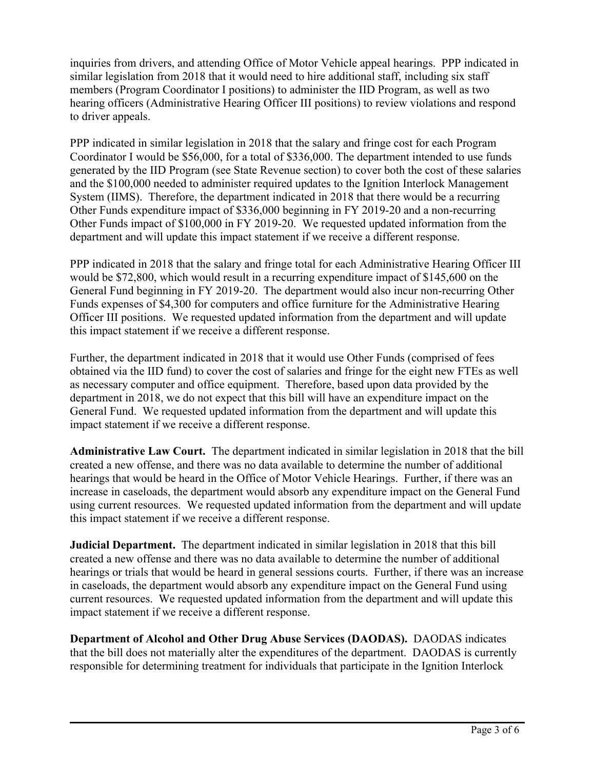inquiries from drivers, and attending Office of Motor Vehicle appeal hearings. PPP indicated in similar legislation from 2018 that it would need to hire additional staff, including six staff members (Program Coordinator I positions) to administer the IID Program, as well as two hearing officers (Administrative Hearing Officer III positions) to review violations and respond to driver appeals.

PPP indicated in similar legislation in 2018 that the salary and fringe cost for each Program Coordinator I would be $56,000, for a total of $336,000. The department intended to use funds generated by the IID Program (see State Revenue section) to cover both the cost of these salaries and the $100,000 needed to administer required updates to the Ignition Interlock Management System (IIMS). Therefore, the department indicated in 2018 that there would be a recurring Other Funds expenditure impact of $336,000 beginning in FY 2019-20 and a non-recurring Other Funds impact of $100,000 in FY 2019-20. We requested updated information from the department and will update this impact statement if we receive a different response.

PPP indicated in 2018 that the salary and fringe total for each Administrative Hearing Officer III would be $72,800, which would result in a recurring expenditure impact of $145,600 on the General Fund beginning in FY 2019-20. The department would also incur non-recurring Other Funds expenses of $4,300 for computers and office furniture for the Administrative Hearing Officer III positions. We requested updated information from the department and will update this impact statement if we receive a different response.

Further, the department indicated in 2018 that it would use Other Funds (comprised of fees obtained via the IID fund) to cover the cost of salaries and fringe for the eight new FTEs as well as necessary computer and office equipment. Therefore, based upon data provided by the department in 2018, we do not expect that this bill will have an expenditure impact on the General Fund. We requested updated information from the department and will update this impact statement if we receive a different response.

**Administrative Law Court.** The department indicated in similar legislation in 2018 that the bill created a new offense, and there was no data available to determine the number of additional hearings that would be heard in the Office of Motor Vehicle Hearings. Further, if there was an increase in caseloads, the department would absorb any expenditure impact on the General Fund using current resources. We requested updated information from the department and will update this impact statement if we receive a different response.

**Judicial Department.** The department indicated in similar legislation in 2018 that this bill created a new offense and there was no data available to determine the number of additional hearings or trials that would be heard in general sessions courts. Further, if there was an increase in caseloads, the department would absorb any expenditure impact on the General Fund using current resources. We requested updated information from the department and will update this impact statement if we receive a different response.

**Department of Alcohol and Other Drug Abuse Services (DAODAS).** DAODAS indicates that the bill does not materially alter the expenditures of the department. DAODAS is currently responsible for determining treatment for individuals that participate in the Ignition Interlock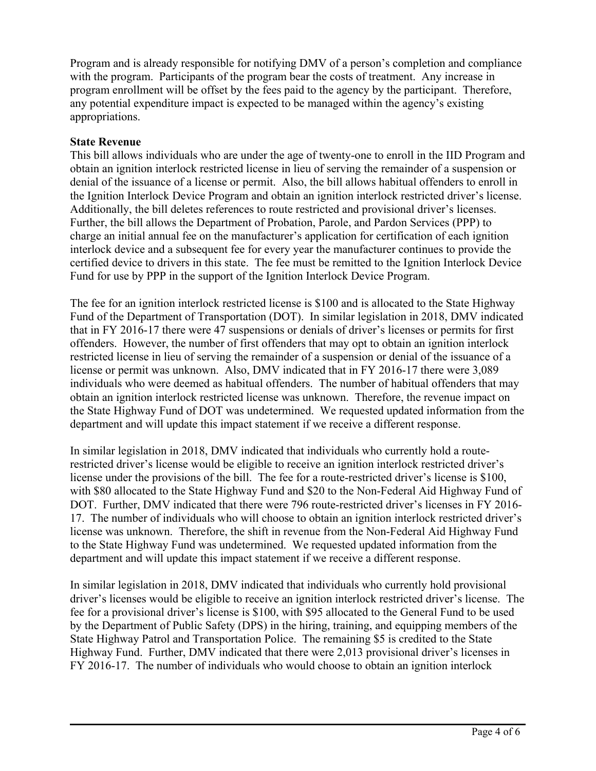Program and is already responsible for notifying DMV of a person's completion and compliance with the program. Participants of the program bear the costs of treatment. Any increase in program enrollment will be offset by the fees paid to the agency by the participant. Therefore, any potential expenditure impact is expected to be managed within the agency's existing appropriations.

**State Revenue**

This bill allows individuals who are under the age of twenty-one to enroll in the IID Program and obtain an ignition interlock restricted license in lieu of serving the remainder of a suspension or denial of the issuance of a license or permit. Also, the bill allows habitual offenders to enroll in the Ignition Interlock Device Program and obtain an ignition interlock restricted driver's license. Additionally, the bill deletes references to route restricted and provisional driver's licenses. Further, the bill allows the Department of Probation, Parole, and Pardon Services (PPP) to charge an initial annual fee on the manufacturer's application for certification of each ignition interlock device and a subsequent fee for every year the manufacturer continues to provide the certified device to drivers in this state. The fee must be remitted to the Ignition Interlock Device Fund for use by PPP in the support of the Ignition Interlock Device Program.

The fee for an ignition interlock restricted license is $100 and is allocated to the State Highway Fund of the Department of Transportation (DOT). In similar legislation in 2018, DMV indicated that in FY 2016-17 there were 47 suspensions or denials of driver's licenses or permits for first offenders. However, the number of first offenders that may opt to obtain an ignition interlock restricted license in lieu of serving the remainder of a suspension or denial of the issuance of a license or permit was unknown. Also, DMV indicated that in FY 2016-17 there were 3,089 individuals who were deemed as habitual offenders. The number of habitual offenders that may obtain an ignition interlock restricted license was unknown. Therefore, the revenue impact on the State Highway Fund of DOT was undetermined. We requested updated information from the department and will update this impact statement if we receive a different response.

In similar legislation in 2018, DMV indicated that individuals who currently hold a route-restricted driver's license would be eligible to receive an ignition interlock restricted driver's license under the provisions of the bill. The fee for a route-restricted driver's license is $100, with $80 allocated to the State Highway Fund and $20 to the Non-Federal Aid Highway Fund of DOT. Further, DMV indicated that there were 796 route-restricted driver's licenses in FY 2016-17. The number of individuals who will choose to obtain an ignition interlock restricted driver's license was unknown. Therefore, the shift in revenue from the Non-Federal Aid Highway Fund to the State Highway Fund was undetermined. We requested updated information from the department and will update this impact statement if we receive a different response.

In similar legislation in 2018, DMV indicated that individuals who currently hold provisional driver's licenses would be eligible to receive an ignition interlock restricted driver's license. The fee for a provisional driver's license is $100, with $95 allocated to the General Fund to be used by the Department of Public Safety (DPS) in the hiring, training, and equipping members of the State Highway Patrol and Transportation Police. The remaining $5 is credited to the State Highway Fund. Further, DMV indicated that there were 2,013 provisional driver's licenses in FY 2016-17. The number of individuals who would choose to obtain an ignition interlock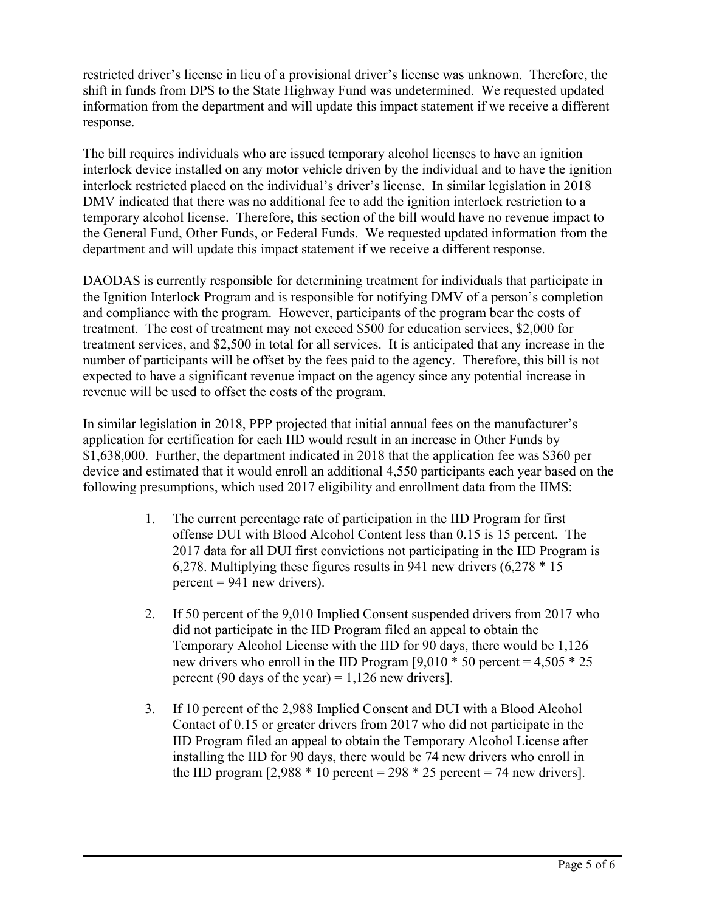restricted driver's license in lieu of a provisional driver's license was unknown. Therefore, the shift in funds from DPS to the State Highway Fund was undetermined. We requested updated information from the department and will update this impact statement if we receive a different response.

The bill requires individuals who are issued temporary alcohol licenses to have an ignition interlock device installed on any motor vehicle driven by the individual and to have the ignition interlock restricted placed on the individual's driver's license. In similar legislation in 2018 DMV indicated that there was no additional fee to add the ignition interlock restriction to a temporary alcohol license. Therefore, this section of the bill would have no revenue impact to the General Fund, Other Funds, or Federal Funds. We requested updated information from the department and will update this impact statement if we receive a different response.

DAODAS is currently responsible for determining treatment for individuals that participate in the Ignition Interlock Program and is responsible for notifying DMV of a person's completion and compliance with the program. However, participants of the program bear the costs of treatment. The cost of treatment may not exceed $500 for education services, $2,000 for treatment services, and $2,500 in total for all services. It is anticipated that any increase in the number of participants will be offset by the fees paid to the agency. Therefore, this bill is not expected to have a significant revenue impact on the agency since any potential increase in revenue will be used to offset the costs of the program.

In similar legislation in 2018, PPP projected that initial annual fees on the manufacturer's application for certification for each IID would result in an increase in Other Funds by $1,638,000. Further, the department indicated in 2018 that the application fee was $360 per device and estimated that it would enroll an additional 4,550 participants each year based on the following presumptions, which used 2017 eligibility and enrollment data from the IIMS:

1. The current percentage rate of participation in the IID Program for first offense DUI with Blood Alcohol Content less than 0.15 is 15 percent. The 2017 data for all DUI first convictions not participating in the IID Program is 6,278. Multiplying these figures results in 941 new drivers (6,278 * 15 percent = 941 new drivers).

2. If 50 percent of the 9,010 Implied Consent suspended drivers from 2017 who did not participate in the IID Program filed an appeal to obtain the Temporary Alcohol License with the IID for 90 days, there would be 1,126 new drivers who enroll in the IID Program [9,010 * 50 percent = 4,505 * 25 percent (90 days of the year) = 1,126 new drivers].

3. If 10 percent of the 2,988 Implied Consent and DUI with a Blood Alcohol Contact of 0.15 or greater drivers from 2017 who did not participate in the IID Program filed an appeal to obtain the Temporary Alcohol License after installing the IID for 90 days, there would be 74 new drivers who enroll in the IID program [2,988 * 10 percent = 298 * 25 percent = 74 new drivers].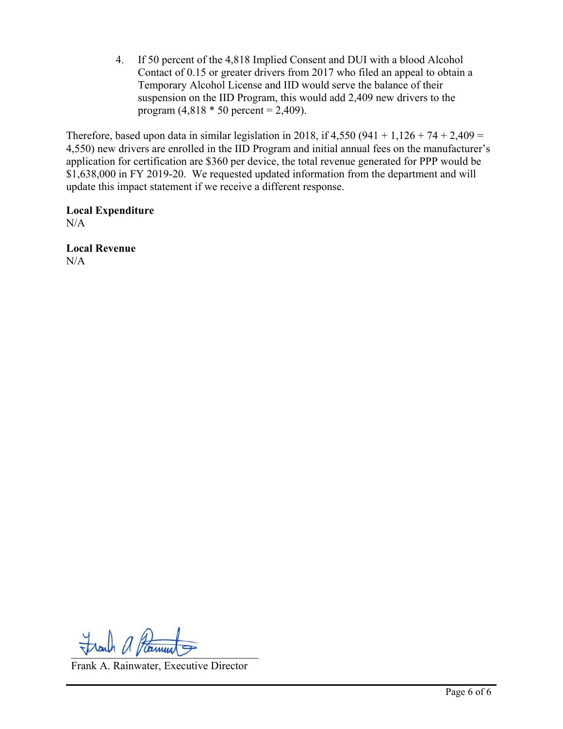4. If 50 percent of the 4,818 Implied Consent and DUI with a blood Alcohol Contact of 0.15 or greater drivers from 2017 who filed an appeal to obtain a Temporary Alcohol License and IID would serve the balance of their suspension on the IID Program, this would add 2,409 new drivers to the program (4,818 * 50 percent = 2,409).

Therefore, based upon data in similar legislation in 2018, if 4,550 (941 + 1,126 + 74 + 2,409 = 4,550) new drivers are enrolled in the IID Program and initial annual fees on the manufacturer's application for certification are $360 per device, the total revenue generated for PPP would be $1,638,000 in FY 2019-20. We requested updated information from the department and will update this impact statement if we receive a different response.

**Local Expenditure**
N/A

**Local Revenue**
N/A

Frank A. Rainwater, Executive Director